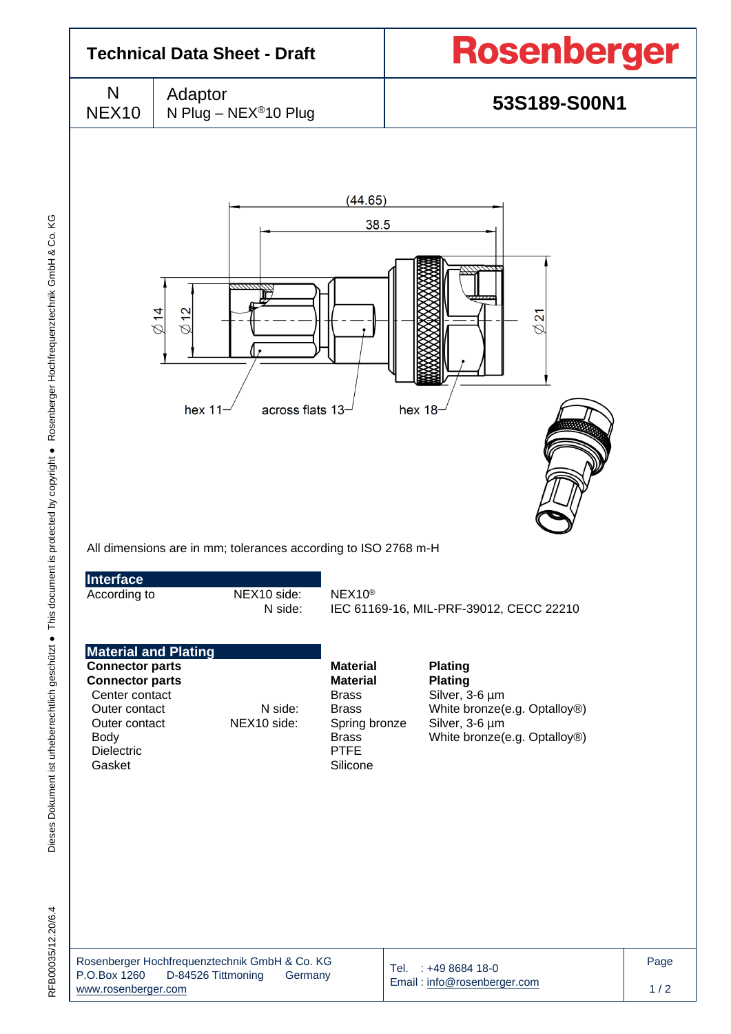# Technical Data Sheet - Draft

**Rosenberger**

| N<br>NEX10 | Adaptor<br>N Plug – NEX®10 Plug | **53S189-S00N1** |
|---|---|---|

(44.65)
38.5
∅14 ∅12 ∅21
hex 11 across flats 13 hex 18

All dimensions are in mm; tolerances according to ISO 2768 m-H

## Interface

| According to | NEX10 side: | NEX10® |
|---|---|---|
| | N side: | IEC 61169-16, MIL-PRF-39012, CECC 22210 |

## Material and Plating

| **Connector parts** | | **Material** | **Plating** |
|---|---|---|---|
| Center contact | | Brass | Silver, 3-6 µm |
| Outer contact | N side: | Brass | White bronze(e.g. Optalloy®) |
| Outer contact | NEX10 side: | Spring bronze | Silver, 3-6 µm |
| Body | | Brass | White bronze(e.g. Optalloy®) |
| Dielectric | | PTFE | |
| Gasket | | Silicone | |

Rosenberger Hochfrequenztechnik GmbH & Co. KG
P.O.Box 1260 D-84526 Tittmoning Germany
www.rosenberger.com

Tel. : +49 8684 18-0
Email : info@rosenberger.com

RFB00035/12.20/6.4
Dieses Dokument ist urheberrechtlich geschützt ● This document is protected by copyright ● Rosenberger Hochfrequenztechnik GmbH & Co. KG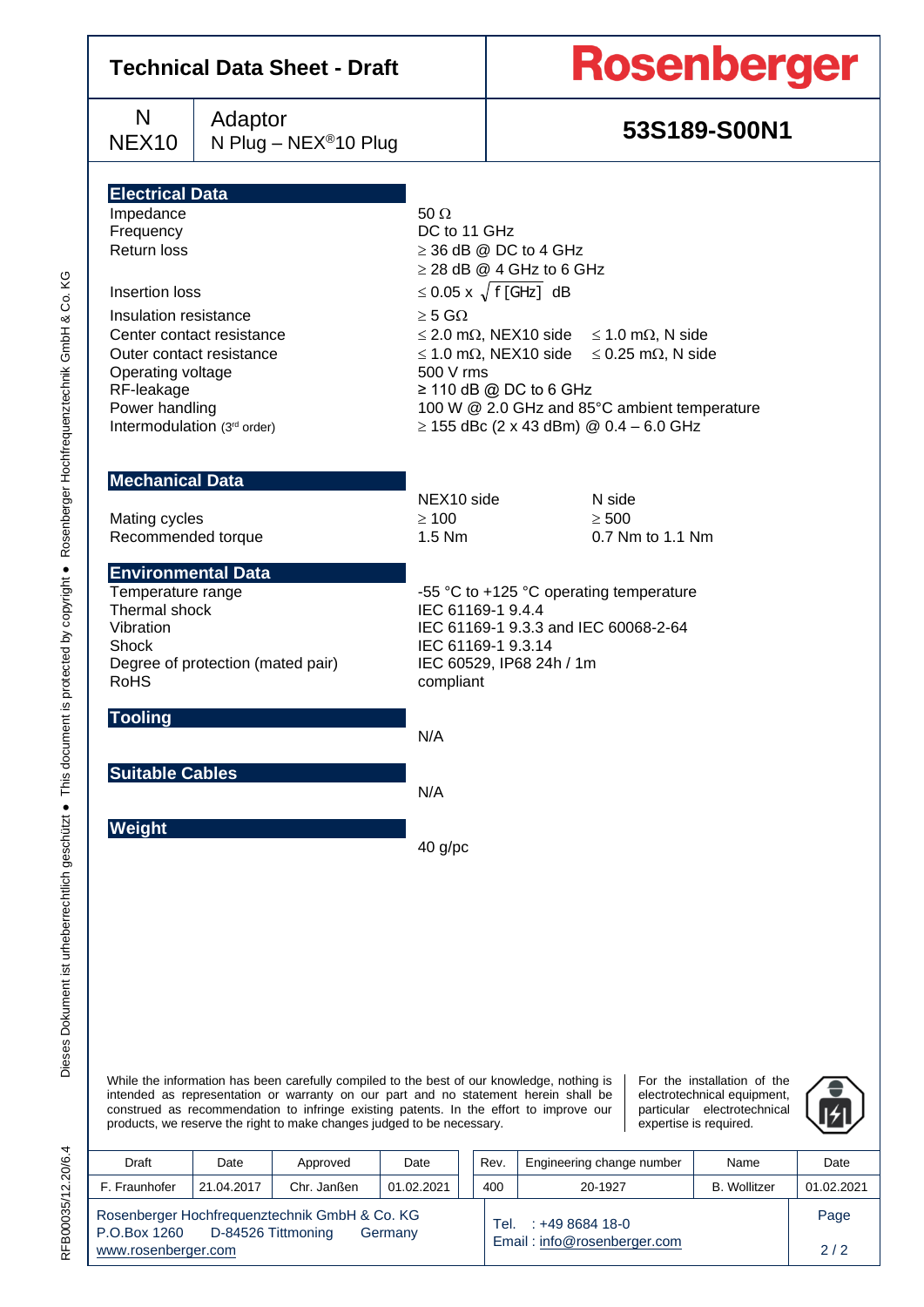# Technical Data Sheet - Draft

**Rosenberger**

| | | |
|---|---|---|
| N<br>NEX10 | Adaptor<br>N Plug – NEX®10 Plug | **53S189-S00N1** |

## Electrical Data

| | |
|---|---|
| Impedance | 50 Ω |
| Frequency | DC to 11 GHz |
| Return loss | ≥ 36 dB @ DC to 4 GHz<br>≥ 28 dB @ 4 GHz to 6 GHz |
| Insertion loss | ≤ 0.05 x $\sqrt{f\,[\text{GHz}]}$ dB |
| Insulation resistance | ≥ 5 GΩ |
| Center contact resistance | ≤ 2.0 mΩ, NEX10 side    ≤ 1.0 mΩ, N side |
| Outer contact resistance | ≤ 1.0 mΩ, NEX10 side    ≤ 0.25 mΩ, N side |
| Operating voltage | 500 V rms |
| RF-leakage | ≥ 110 dB @ DC to 6 GHz |
| Power handling | 100 W @ 2.0 GHz and 85°C ambient temperature |
| Intermodulation (3rd order) | ≥ 155 dBc (2 x 43 dBm) @ 0.4 – 6.0 GHz |

## Mechanical Data

| | NEX10 side | N side |
|---|---|---|
| Mating cycles | ≥ 100 | ≥ 500 |
| Recommended torque | 1.5 Nm | 0.7 Nm to 1.1 Nm |

## Environmental Data

| | |
|---|---|
| Temperature range | -55 °C to +125 °C operating temperature |
| Thermal shock | IEC 61169-1 9.4.4 |
| Vibration | IEC 61169-1 9.3.3 and IEC 60068-2-64 |
| Shock | IEC 61169-1 9.3.14 |
| Degree of protection (mated pair) | IEC 60529, IP68 24h / 1m |
| RoHS | compliant |

## Tooling

N/A

## Suitable Cables

N/A

## Weight

40 g/pc

While the information has been carefully compiled to the best of our knowledge, nothing is intended as representation or warranty on our part and no statement herein shall be construed as recommendation to infringe existing patents. In the effort to improve our products, we reserve the right to make changes judged to be necessary.

For the installation of the electrotechnical equipment, particular electrotechnical expertise is required.

| Draft | Date | Approved | Date | Rev. | Engineering change number | Name | Date |
|---|---|---|---|---|---|---|---|
| F. Fraunhofer | 21.04.2017 | Chr. Janßen | 01.02.2021 | 400 | 20-1927 | B. Wollitzer | 01.02.2021 |

Rosenberger Hochfrequenztechnik GmbH & Co. KG
P.O.Box 1260    D-84526 Tittmoning    Germany
www.rosenberger.com

Tel. : +49 8684 18-0
Email : info@rosenberger.com

RFB00035/12.20/6.4

Dieses Dokument ist urheberrechtlich geschützt ● This document is protected by copyright ● Rosenberger Hochfrequenztechnik GmbH & Co. KG